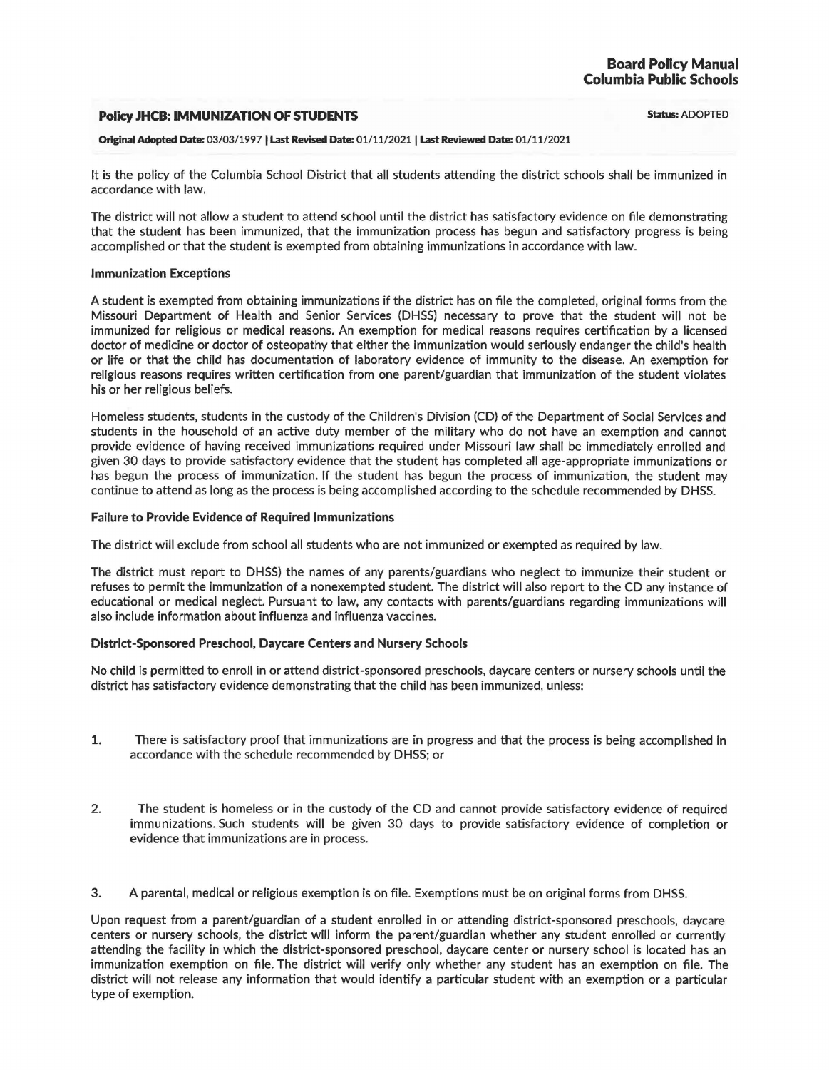**Board Policy Manual**
**Columbia Public Schools**

## Policy JHCB: IMMUNIZATION OF STUDENTS

**Status:** ADOPTED

**Original Adopted Date:** 03/03/1997 | **Last Revised Date:** 01/11/2021 | **Last Reviewed Date:** 01/11/2021

It is the policy of the Columbia School District that all students attending the district schools shall be immunized in accordance with law.

The district will not allow a student to attend school until the district has satisfactory evidence on file demonstrating that the student has been immunized, that the immunization process has begun and satisfactory progress is being accomplished or that the student is exempted from obtaining immunizations in accordance with law.

### Immunization Exceptions

A student is exempted from obtaining immunizations if the district has on file the completed, original forms from the Missouri Department of Health and Senior Services (DHSS) necessary to prove that the student will not be immunized for religious or medical reasons. An exemption for medical reasons requires certification by a licensed doctor of medicine or doctor of osteopathy that either the immunization would seriously endanger the child's health or life or that the child has documentation of laboratory evidence of immunity to the disease. An exemption for religious reasons requires written certification from one parent/guardian that immunization of the student violates his or her religious beliefs.

Homeless students, students in the custody of the Children's Division (CD) of the Department of Social Services and students in the household of an active duty member of the military who do not have an exemption and cannot provide evidence of having received immunizations required under Missouri law shall be immediately enrolled and given 30 days to provide satisfactory evidence that the student has completed all age-appropriate immunizations or has begun the process of immunization. If the student has begun the process of immunization, the student may continue to attend as long as the process is being accomplished according to the schedule recommended by DHSS.

### Failure to Provide Evidence of Required Immunizations

The district will exclude from school all students who are not immunized or exempted as required by law.

The district must report to DHSS) the names of any parents/guardians who neglect to immunize their student or refuses to permit the immunization of a nonexempted student. The district will also report to the CD any instance of educational or medical neglect. Pursuant to law, any contacts with parents/guardians regarding immunizations will also include information about influenza and influenza vaccines.

### District-Sponsored Preschool, Daycare Centers and Nursery Schools

No child is permitted to enroll in or attend district-sponsored preschools, daycare centers or nursery schools until the district has satisfactory evidence demonstrating that the child has been immunized, unless:

1. There is satisfactory proof that immunizations are in progress and that the process is being accomplished in accordance with the schedule recommended by DHSS; or

2. The student is homeless or in the custody of the CD and cannot provide satisfactory evidence of required immunizations. Such students will be given 30 days to provide satisfactory evidence of completion or evidence that immunizations are in process.

3. A parental, medical or religious exemption is on file. Exemptions must be on original forms from DHSS.

Upon request from a parent/guardian of a student enrolled in or attending district-sponsored preschools, daycare centers or nursery schools, the district will inform the parent/guardian whether any student enrolled or currently attending the facility in which the district-sponsored preschool, daycare center or nursery school is located has an immunization exemption on file. The district will verify only whether any student has an exemption on file. The district will not release any information that would identify a particular student with an exemption or a particular type of exemption.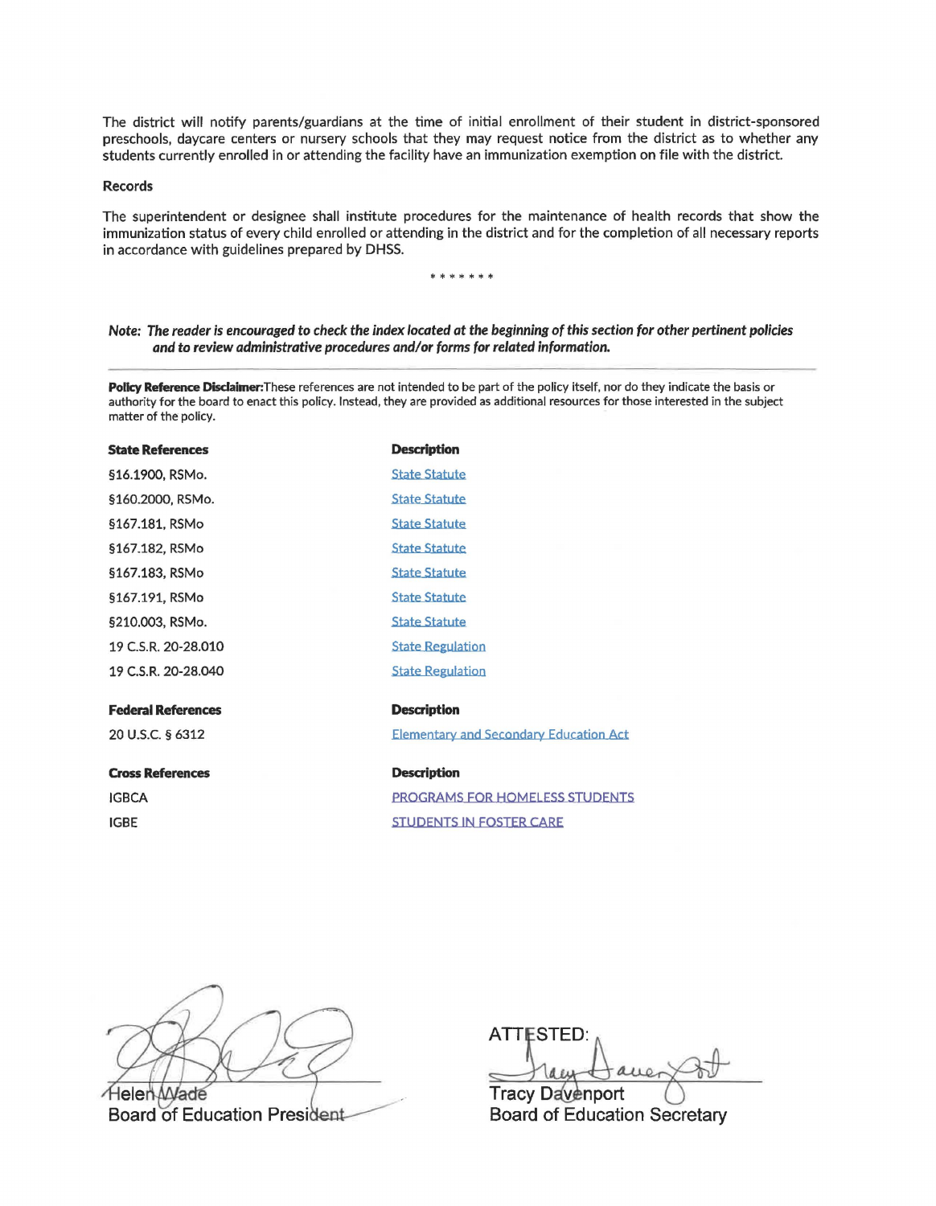The district will notify parents/guardians at the time of initial enrollment of their student in district-sponsored preschools, daycare centers or nursery schools that they may request notice from the district as to whether any students currently enrolled in or attending the facility have an immunization exemption on file with the district.

**Records**

The superintendent or designee shall institute procedures for the maintenance of health records that show the immunization status of every child enrolled or attending in the district and for the completion of all necessary reports in accordance with guidelines prepared by DHSS.

\* \* \* \* \* \* \*

***Note: The reader is encouraged to check the index located at the beginning of this section for other pertinent policies and to review administrative procedures and/or forms for related information.***

**Policy Reference Disclaimer:** These references are not intended to be part of the policy itself, nor do they indicate the basis or authority for the board to enact this policy. Instead, they are provided as additional resources for those interested in the subject matter of the policy.

| State References | Description |
|---|---|
| §16.1900, RSMo. | State Statute |
| §160.2000, RSMo. | State Statute |
| §167.181, RSMo | State Statute |
| §167.182, RSMo | State Statute |
| §167.183, RSMo | State Statute |
| §167.191, RSMo | State Statute |
| §210.003, RSMo. | State Statute |
| 19 C.S.R. 20-28.010 | State Regulation |
| 19 C.S.R. 20-28.040 | State Regulation |

| Federal References | Description |
|---|---|
| 20 U.S.C. § 6312 | Elementary and Secondary Education Act |

| Cross References | Description |
|---|---|
| IGBCA | PROGRAMS FOR HOMELESS STUDENTS |
| IGBE | STUDENTS IN FOSTER CARE |

Helen Wade
Board of Education President

ATTESTED:
Tracy Davenport
Board of Education Secretary